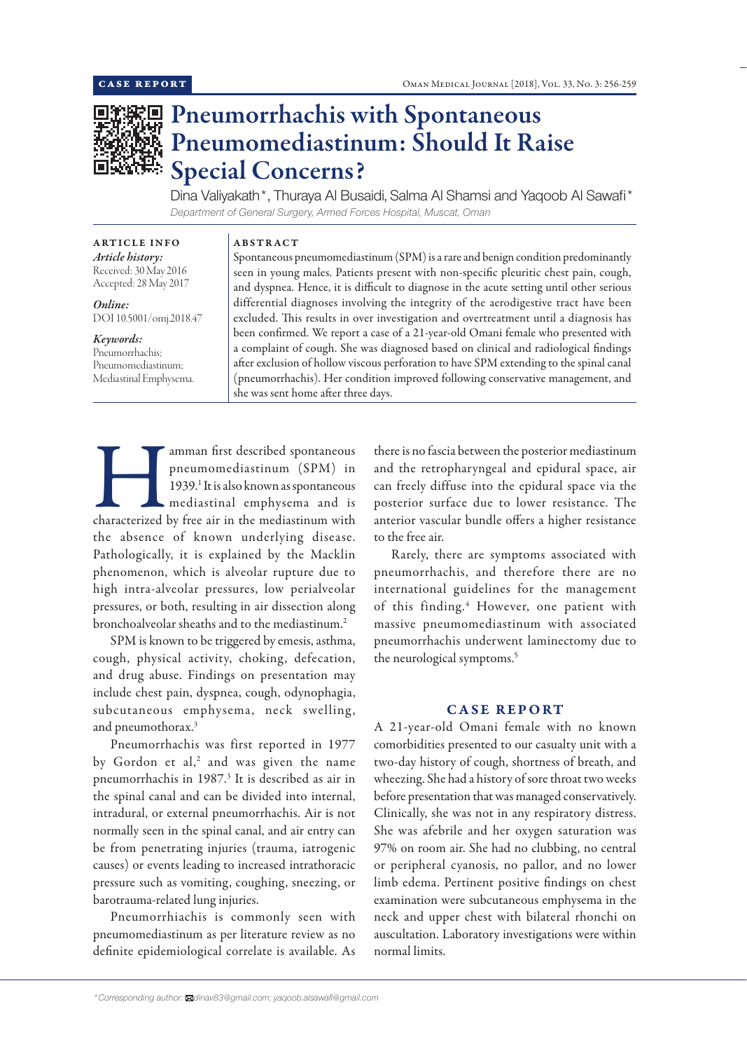CASE REPORT

# Pneumorrhachis with Spontaneous Pneumomediastinum: Should It Raise Special Concerns?

Dina Valiyakath*, Thuraya Al Busaidi, Salma Al Shamsi and Yaqoob Al Sawafi*

*Department of General Surgery, Armed Forces Hospital, Muscat, Oman*

**ARTICLE INFO**

*Article history:*
Received: 30 May 2016
Accepted: 28 May 2017

*Online:*
DOI 10.5001/omj.2018.47

*Keywords:*
Pneumorrhachis;
Pneumomediastinum;
Mediastinal Emphysema.

**ABSTRACT**

Spontaneous pneumomediastinum (SPM) is a rare and benign condition predominantly seen in young males. Patients present with non-specific pleuritic chest pain, cough, and dyspnea. Hence, it is difficult to diagnose in the acute setting until other serious differential diagnoses involving the integrity of the aerodigestive tract have been excluded. This results in over investigation and overtreatment until a diagnosis has been confirmed. We report a case of a 21-year-old Omani female who presented with a complaint of cough. She was diagnosed based on clinical and radiological findings after exclusion of hollow viscous perforation to have SPM extending to the spinal canal (pneumorrhachis). Her condition improved following conservative management, and she was sent home after three days.

Hamman first described spontaneous pneumomediastinum (SPM) in 1939.[1] It is also known as spontaneous mediastinal emphysema and is characterized by free air in the mediastinum with the absence of known underlying disease. Pathologically, it is explained by the Macklin phenomenon, which is alveolar rupture due to high intra-alveolar pressures, low perialveolar pressures, or both, resulting in air dissection along bronchoalveolar sheaths and to the mediastinum.[2]

SPM is known to be triggered by emesis, asthma, cough, physical activity, choking, defecation, and drug abuse. Findings on presentation may include chest pain, dyspnea, cough, odynophagia, subcutaneous emphysema, neck swelling, and pneumothorax.[3]

Pneumorrhachis was first reported in 1977 by Gordon et al,[2] and was given the name pneumorrhachis in 1987.[3] It is described as air in the spinal canal and can be divided into internal, intradural, or external pneumorrhachis. Air is not normally seen in the spinal canal, and air entry can be from penetrating injuries (trauma, iatrogenic causes) or events leading to increased intrathoracic pressure such as vomiting, coughing, sneezing, or barotrauma-related lung injuries.

Pneumorrhiachis is commonly seen with pneumomediastinum as per literature review as no definite epidemiological correlate is available. As there is no fascia between the posterior mediastinum and the retropharyngeal and epidural space, air can freely diffuse into the epidural space via the posterior surface due to lower resistance. The anterior vascular bundle offers a higher resistance to the free air.

Rarely, there are symptoms associated with pneumorrhachis, and therefore there are no international guidelines for the management of this finding.[4] However, one patient with massive pneumomediastinum with associated pneumorrhachis underwent laminectomy due to the neurological symptoms.[5]

## CASE REPORT

A 21-year-old Omani female with no known comorbidities presented to our casualty unit with a two-day history of cough, shortness of breath, and wheezing. She had a history of sore throat two weeks before presentation that was managed conservatively. Clinically, she was not in any respiratory distress. She was afebrile and her oxygen saturation was 97% on room air. She had no clubbing, no central or peripheral cyanosis, no pallor, and no lower limb edema. Pertinent positive findings on chest examination were subcutaneous emphysema in the neck and upper chest with bilateral rhonchi on auscultation. Laboratory investigations were within normal limits.

*Corresponding author: dinav83@gmail.com; yaqoob.alsawafi@gmail.com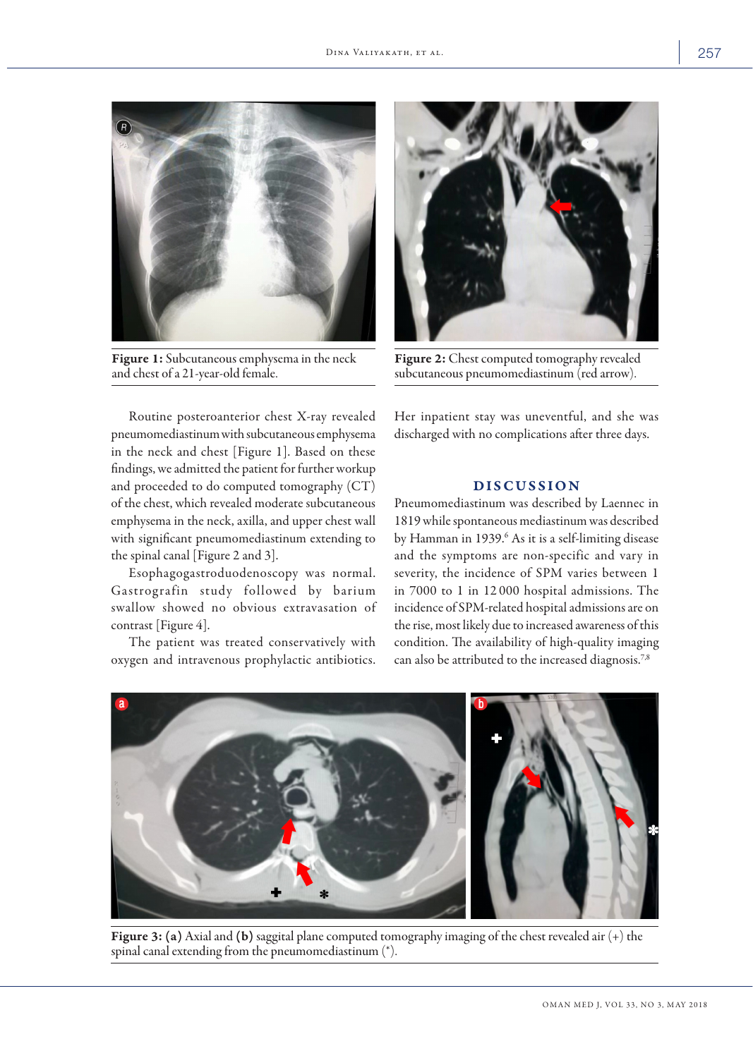Figure 1: Subcutaneous emphysema in the neck and chest of a 21-year-old female.

Figure 2: Chest computed tomography revealed subcutaneous pneumomediastinum (red arrow).

Routine posteroanterior chest X-ray revealed pneumomediastinum with subcutaneous emphysema in the neck and chest [Figure 1]. Based on these findings, we admitted the patient for further workup and proceeded to do computed tomography (CT) of the chest, which revealed moderate subcutaneous emphysema in the neck, axilla, and upper chest wall with significant pneumomediastinum extending to the spinal canal [Figure 2 and 3].

Esophagogastroduodenoscopy was normal. Gastrografin study followed by barium swallow showed no obvious extravasation of contrast [Figure 4].

The patient was treated conservatively with oxygen and intravenous prophylactic antibiotics. Her inpatient stay was uneventful, and she was discharged with no complications after three days.

## DISCUSSION

Pneumomediastinum was described by Laennec in 1819 while spontaneous mediastinum was described by Hamman in 1939.[6] As it is a self-limiting disease and the symptoms are non-specific and vary in severity, the incidence of SPM varies between 1 in 7000 to 1 in 12 000 hospital admissions. The incidence of SPM-related hospital admissions are on the rise, most likely due to increased awareness of this condition. The availability of high-quality imaging can also be attributed to the increased diagnosis.[7,8]

Figure 3: **(a)** Axial and **(b)** saggital plane computed tomography imaging of the chest revealed air (+) the spinal canal extending from the pneumomediastinum (*).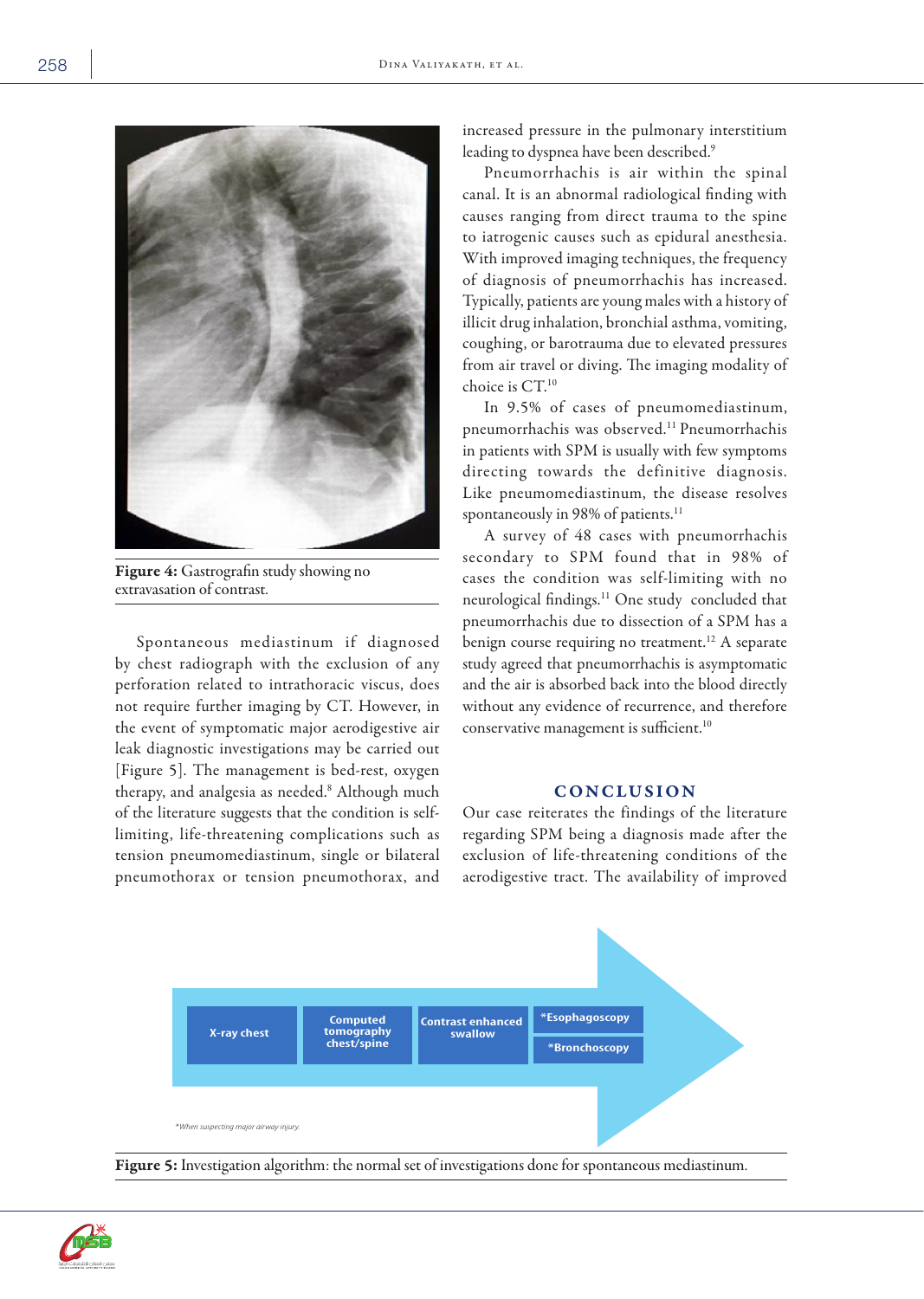Figure 4: Gastrografin study showing no extravasation of contrast.

Spontaneous mediastinum if diagnosed by chest radiograph with the exclusion of any perforation related to intrathoracic viscus, does not require further imaging by CT. However, in the event of symptomatic major aerodigestive air leak diagnostic investigations may be carried out [Figure 5]. The management is bed-rest, oxygen therapy, and analgesia as needed.[8] Although much of the literature suggests that the condition is self-limiting, life-threatening complications such as tension pneumomediastinum, single or bilateral pneumothorax or tension pneumothorax, and increased pressure in the pulmonary interstitium leading to dyspnea have been described.[9]

Pneumorrhachis is air within the spinal canal. It is an abnormal radiological finding with causes ranging from direct trauma to the spine to iatrogenic causes such as epidural anesthesia. With improved imaging techniques, the frequency of diagnosis of pneumorrhachis has increased. Typically, patients are young males with a history of illicit drug inhalation, bronchial asthma, vomiting, coughing, or barotrauma due to elevated pressures from air travel or diving. The imaging modality of choice is CT.[10]

In 9.5% of cases of pneumomediastinum, pneumorrhachis was observed.[11] Pneumorrhachis in patients with SPM is usually with few symptoms directing towards the definitive diagnosis. Like pneumomediastinum, the disease resolves spontaneously in 98% of patients.[11]

A survey of 48 cases with pneumorrhachis secondary to SPM found that in 98% of cases the condition was self-limiting with no neurological findings.[11] One study concluded that pneumorrhachis due to dissection of a SPM has a benign course requiring no treatment.[12] A separate study agreed that pneumorrhachis is asymptomatic and the air is absorbed back into the blood directly without any evidence of recurrence, and therefore conservative management is sufficient.[10]

## CONCLUSION

Our case reiterates the findings of the literature regarding SPM being a diagnosis made after the exclusion of life-threatening conditions of the aerodigestive tract. The availability of improved

X-ray chest → Computed tomography chest/spine → Contrast enhanced swallow → *Esophagoscopy / *Bronchoscopy

*When suspecting major airway injury.

Figure 5: Investigation algorithm: the normal set of investigations done for spontaneous mediastinum.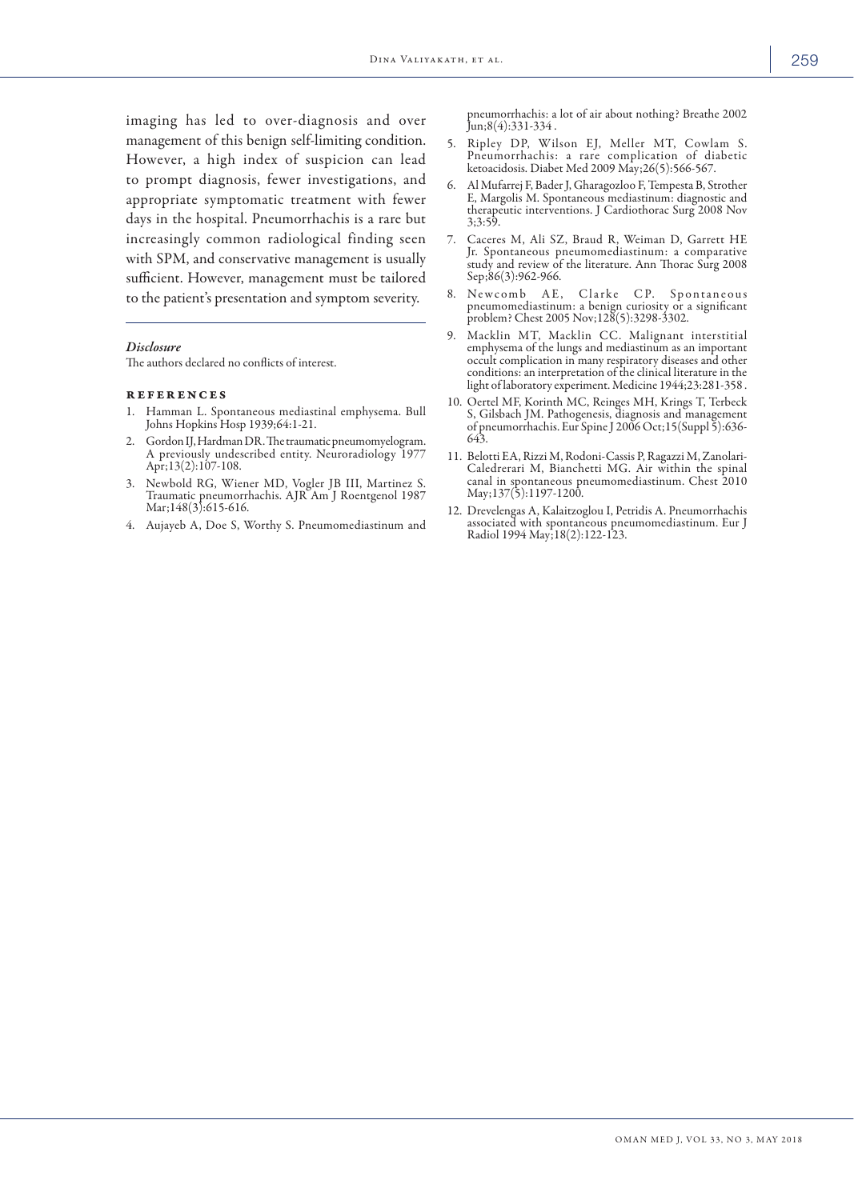imaging has led to over-diagnosis and over management of this benign self-limiting condition. However, a high index of suspicion can lead to prompt diagnosis, fewer investigations, and appropriate symptomatic treatment with fewer days in the hospital. Pneumorrhachis is a rare but increasingly common radiological finding seen with SPM, and conservative management is usually sufficient. However, management must be tailored to the patient's presentation and symptom severity.

### *Disclosure*

The authors declared no conflicts of interest.

## REFERENCES

1. Hamman L. Spontaneous mediastinal emphysema. Bull Johns Hopkins Hosp 1939;64:1-21.
2. Gordon IJ, Hardman DR. The traumatic pneumomyelogram. A previously undescribed entity. Neuroradiology 1977 Apr;13(2):107-108.
3. Newbold RG, Wiener MD, Vogler JB III, Martinez S. Traumatic pneumorrhachis. AJR Am J Roentgenol 1987 Mar;148(3):615-616.
4. Aujayeb A, Doe S, Worthy S. Pneumomediastinum and pneumorrhachis: a lot of air about nothing? Breathe 2002 Jun;8(4):331-334 .
5. Ripley DP, Wilson EJ, Meller MT, Cowlam S. Pneumorrhachis: a rare complication of diabetic ketoacidosis. Diabet Med 2009 May;26(5):566-567.
6. Al Mufarrej F, Bader J, Gharagozloo F, Tempesta B, Strother E, Margolis M. Spontaneous mediastinum: diagnostic and therapeutic interventions. J Cardiothorac Surg 2008 Nov 3;3:59.
7. Caceres M, Ali SZ, Braud R, Weiman D, Garrett HE Jr. Spontaneous pneumomediastinum: a comparative study and review of the literature. Ann Thorac Surg 2008 Sep;86(3):962-966.
8. Newcomb AE, Clarke CP. Spontaneous pneumomediastinum: a benign curiosity or a significant problem? Chest 2005 Nov;128(5):3298-3302.
9. Macklin MT, Macklin CC. Malignant interstitial emphysema of the lungs and mediastinum as an important occult complication in many respiratory diseases and other conditions: an interpretation of the clinical literature in the light of laboratory experiment. Medicine 1944;23:281-358 .
10. Oertel MF, Korinth MC, Reinges MH, Krings T, Terbeck S, Gilsbach JM. Pathogenesis, diagnosis and management of pneumorrhachis. Eur Spine J 2006 Oct;15(Suppl 5):636-643.
11. Belotti EA, Rizzi M, Rodoni-Cassis P, Ragazzi M, Zanolari-Caledrerari M, Bianchetti MG. Air within the spinal canal in spontaneous pneumomediastinum. Chest 2010 May;137(5):1197-1200.
12. Drevelengas A, Kalaitzoglou I, Petridis A. Pneumorrhachis associated with spontaneous pneumomediastinum. Eur J Radiol 1994 May;18(2):122-123.